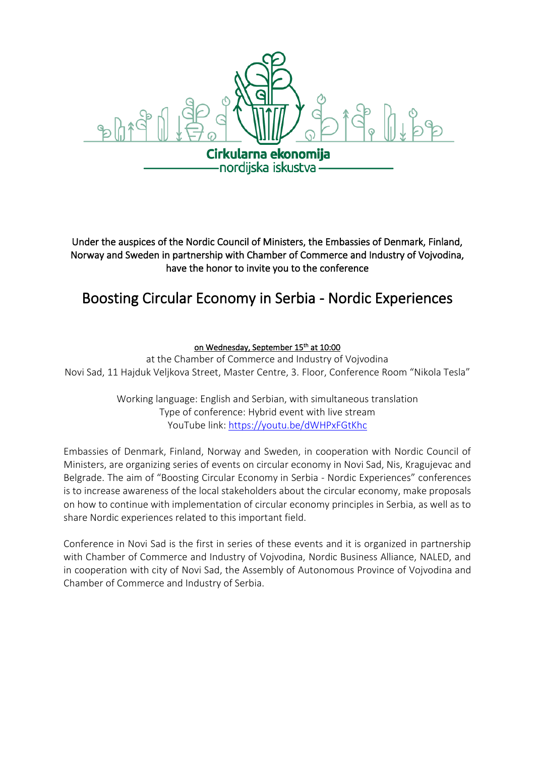Cirkularna ekonomija

nordijska iskustva

Under the auspices of the Nordic Council of Ministers, the Embassies of Denmark, Finland, Norway and Sweden in partnership with Chamber of Commerce and Industry of Vojvodina, have the honor to invite you to the conference

# Boosting Circular Economy in Serbia - Nordic Experiences

on Wednesday, September 15th at 10:00

at the Chamber of Commerce and Industry of Vojvodina

Novi Sad, 11 Hajduk Veljkova Street, Master Centre, 3. Floor, Conference Room "Nikola Tesla"

Working language: English and Serbian, with simultaneous translation

Type of conference: Hybrid event with live stream

YouTube link: https://youtu.be/dWHPxFGtKhc

Embassies of Denmark, Finland, Norway and Sweden, in cooperation with Nordic Council of Ministers, are organizing series of events on circular economy in Novi Sad, Nis, Kragujevac and Belgrade. The aim of "Boosting Circular Economy in Serbia - Nordic Experiences" conferences is to increase awareness of the local stakeholders about the circular economy, make proposals on how to continue with implementation of circular economy principles in Serbia, as well as to share Nordic experiences related to this important field.

Conference in Novi Sad is the first in series of these events and it is organized in partnership with Chamber of Commerce and Industry of Vojvodina, Nordic Business Alliance, NALED, and in cooperation with city of Novi Sad, the Assembly of Autonomous Province of Vojvodina and Chamber of Commerce and Industry of Serbia.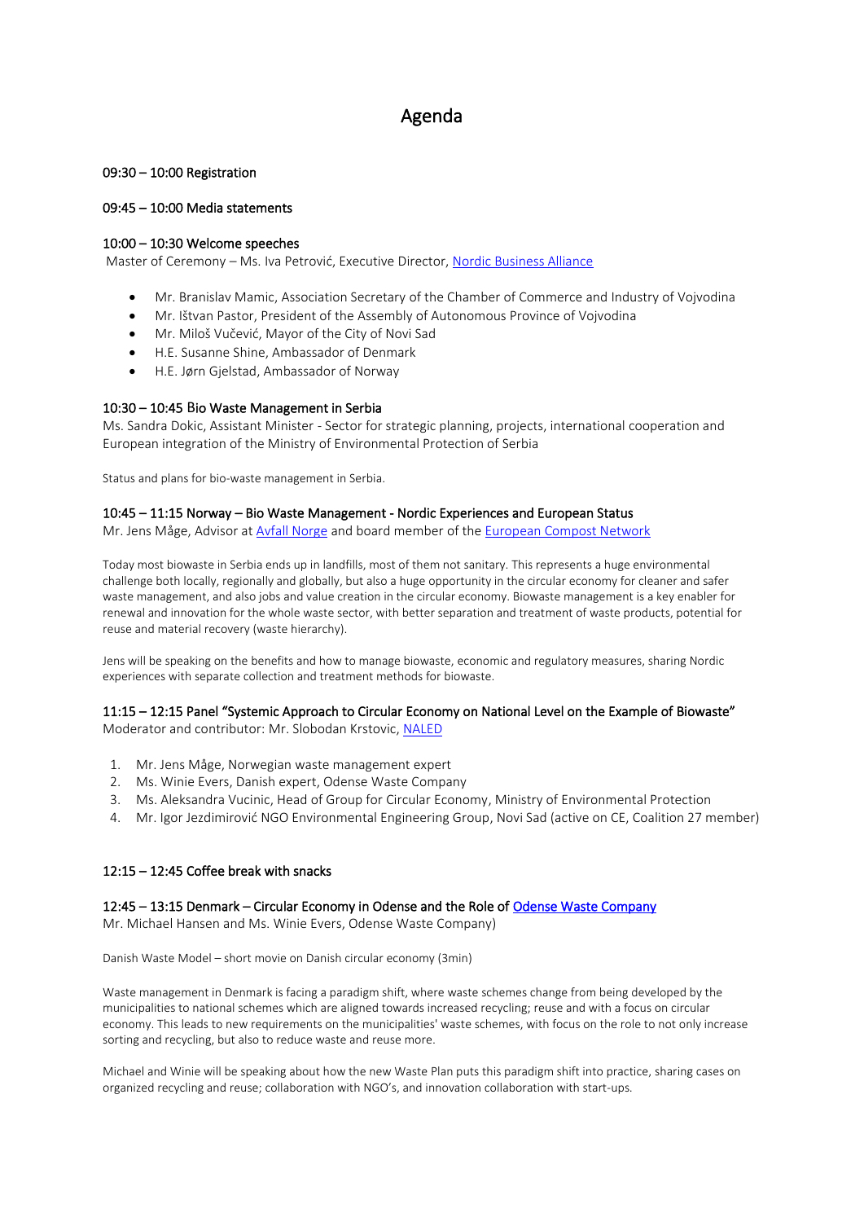# Agenda

**09:30 – 10:00 Registration**

**09:45 – 10:00 Media statements**

**10:00 – 10:30 Welcome speeches**

Master of Ceremony – Ms. Iva Petrović, Executive Director, Nordic Business Alliance

- Mr. Branislav Mamic, Association Secretary of the Chamber of Commerce and Industry of Vojvodina
- Mr. Ištvan Pastor, President of the Assembly of Autonomous Province of Vojvodina
- Mr. Miloš Vučević, Mayor of the City of Novi Sad
- H.E. Susanne Shine, Ambassador of Denmark
- H.E. Jørn Gjelstad, Ambassador of Norway

**10:30 – 10:45 Bio Waste Management in Serbia**

Ms. Sandra Dokic, Assistant Minister - Sector for strategic planning, projects, international cooperation and European integration of the Ministry of Environmental Protection of Serbia

Status and plans for bio-waste management in Serbia.

**10:45 – 11:15 Norway – Bio Waste Management - Nordic Experiences and European Status**

Mr. Jens Måge, Advisor at Avfall Norge and board member of the European Compost Network

Today most biowaste in Serbia ends up in landfills, most of them not sanitary. This represents a huge environmental challenge both locally, regionally and globally, but also a huge opportunity in the circular economy for cleaner and safer waste management, and also jobs and value creation in the circular economy. Biowaste management is a key enabler for renewal and innovation for the whole waste sector, with better separation and treatment of waste products, potential for reuse and material recovery (waste hierarchy).

Jens will be speaking on the benefits and how to manage biowaste, economic and regulatory measures, sharing Nordic experiences with separate collection and treatment methods for biowaste.

**11:15 – 12:15 Panel "Systemic Approach to Circular Economy on National Level on the Example of Biowaste"**

Moderator and contributor: Mr. Slobodan Krstovic, NALED

1. Mr. Jens Måge, Norwegian waste management expert
2. Ms. Winie Evers, Danish expert, Odense Waste Company
3. Ms. Aleksandra Vucinic, Head of Group for Circular Economy, Ministry of Environmental Protection
4. Mr. Igor Jezdimirović NGO Environmental Engineering Group, Novi Sad (active on CE, Coalition 27 member)

**12:15 – 12:45 Coffee break with snacks**

**12:45 – 13:15 Denmark – Circular Economy in Odense and the Role of Odense Waste Company**

Mr. Michael Hansen and Ms. Winie Evers, Odense Waste Company)

Danish Waste Model – short movie on Danish circular economy (3min)

Waste management in Denmark is facing a paradigm shift, where waste schemes change from being developed by the municipalities to national schemes which are aligned towards increased recycling; reuse and with a focus on circular economy. This leads to new requirements on the municipalities' waste schemes, with focus on the role to not only increase sorting and recycling, but also to reduce waste and reuse more.

Michael and Winie will be speaking about how the new Waste Plan puts this paradigm shift into practice, sharing cases on organized recycling and reuse; collaboration with NGO's, and innovation collaboration with start-ups.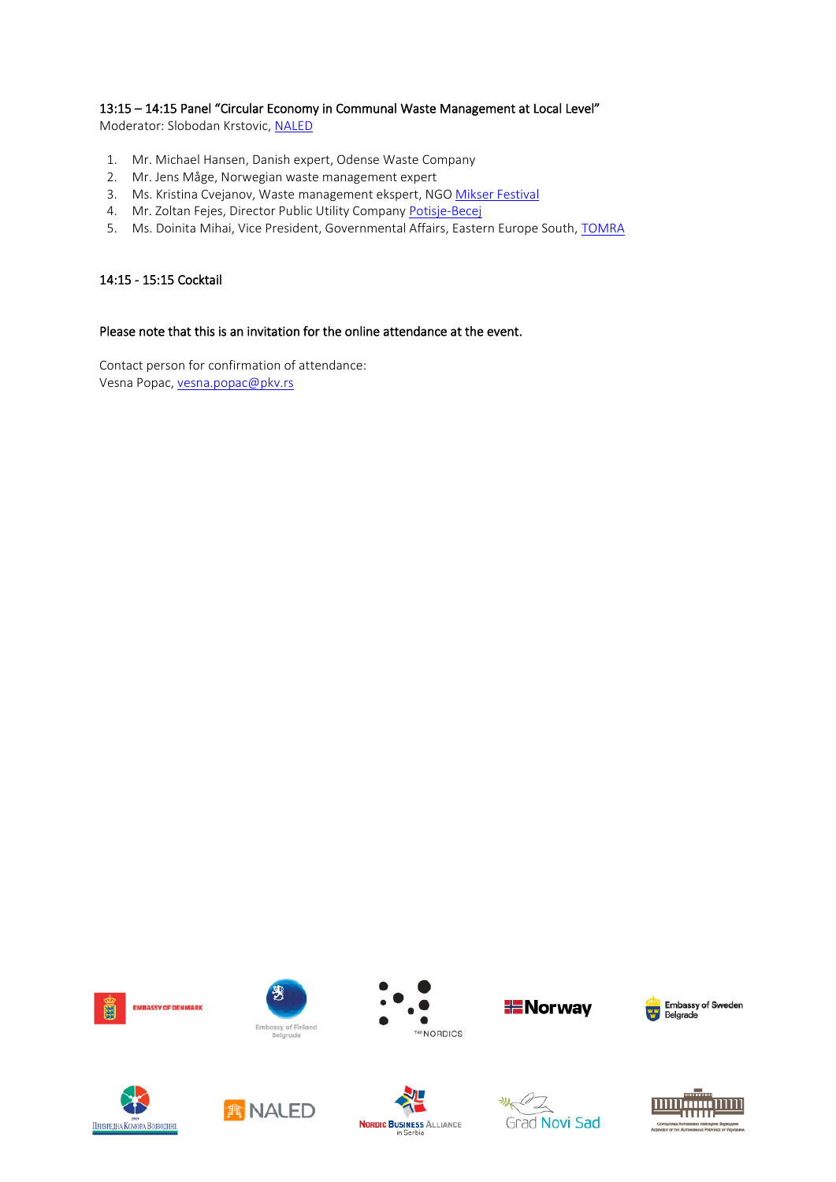13:15 – 14:15 Panel "Circular Economy in Communal Waste Management at Local Level"
Moderator: Slobodan Krstovic, NALED

1. Mr. Michael Hansen, Danish expert, Odense Waste Company
2. Mr. Jens Måge, Norwegian waste management expert
3. Ms. Kristina Cvejanov, Waste management ekspert, NGO Mikser Festival
4. Mr. Zoltan Fejes, Director Public Utility Company Potisje-Becej
5. Ms. Doinita Mihai, Vice President, Governmental Affairs, Eastern Europe South, TOMRA

14:15 - 15:15 Cocktail

Please note that this is an invitation for the online attendance at the event.

Contact person for confirmation of attendance:
Vesna Popac, vesna.popac@pkv.rs